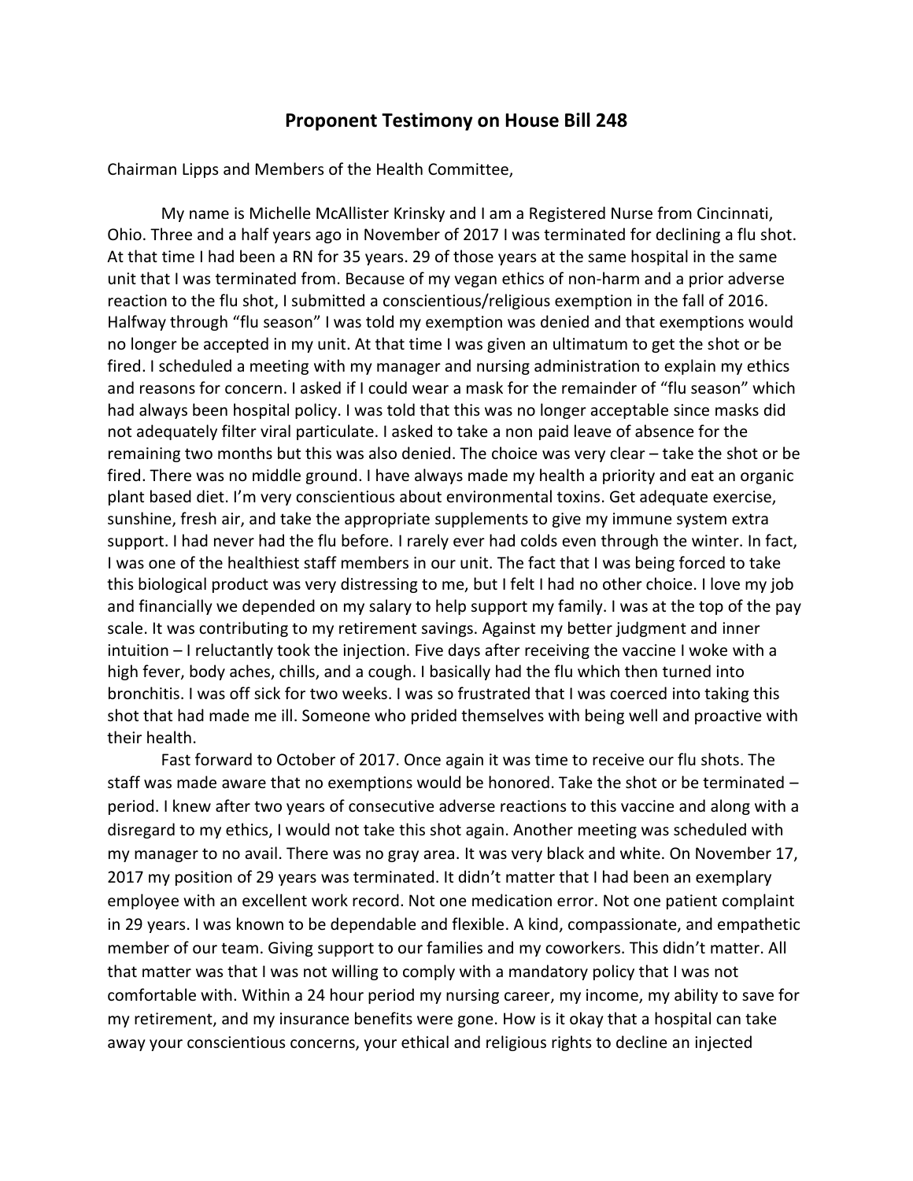## Proponent Testimony on House Bill 248

Chairman Lipps and Members of the Health Committee,

My name is Michelle McAllister Krinsky and I am a Registered Nurse from Cincinnati, Ohio. Three and a half years ago in November of 2017 I was terminated for declining a flu shot. At that time I had been a RN for 35 years. 29 of those years at the same hospital in the same unit that I was terminated from. Because of my vegan ethics of non-harm and a prior adverse reaction to the flu shot, I submitted a conscientious/religious exemption in the fall of 2016. Halfway through "flu season" I was told my exemption was denied and that exemptions would no longer be accepted in my unit. At that time I was given an ultimatum to get the shot or be fired. I scheduled a meeting with my manager and nursing administration to explain my ethics and reasons for concern. I asked if I could wear a mask for the remainder of "flu season" which had always been hospital policy. I was told that this was no longer acceptable since masks did not adequately filter viral particulate. I asked to take a non paid leave of absence for the remaining two months but this was also denied. The choice was very clear – take the shot or be fired. There was no middle ground. I have always made my health a priority and eat an organic plant based diet. I'm very conscientious about environmental toxins. Get adequate exercise, sunshine, fresh air, and take the appropriate supplements to give my immune system extra support. I had never had the flu before. I rarely ever had colds even through the winter. In fact, I was one of the healthiest staff members in our unit. The fact that I was being forced to take this biological product was very distressing to me, but I felt I had no other choice. I love my job and financially we depended on my salary to help support my family. I was at the top of the pay scale. It was contributing to my retirement savings. Against my better judgment and inner intuition – I reluctantly took the injection. Five days after receiving the vaccine I woke with a high fever, body aches, chills, and a cough. I basically had the flu which then turned into bronchitis. I was off sick for two weeks. I was so frustrated that I was coerced into taking this shot that had made me ill. Someone who prided themselves with being well and proactive with their health.

Fast forward to October of 2017. Once again it was time to receive our flu shots. The staff was made aware that no exemptions would be honored. Take the shot or be terminated – period. I knew after two years of consecutive adverse reactions to this vaccine and along with a disregard to my ethics, I would not take this shot again. Another meeting was scheduled with my manager to no avail. There was no gray area. It was very black and white. On November 17, 2017 my position of 29 years was terminated. It didn't matter that I had been an exemplary employee with an excellent work record. Not one medication error. Not one patient complaint in 29 years. I was known to be dependable and flexible. A kind, compassionate, and empathetic member of our team. Giving support to our families and my coworkers. This didn't matter. All that matter was that I was not willing to comply with a mandatory policy that I was not comfortable with. Within a 24 hour period my nursing career, my income, my ability to save for my retirement, and my insurance benefits were gone. How is it okay that a hospital can take away your conscientious concerns, your ethical and religious rights to decline an injected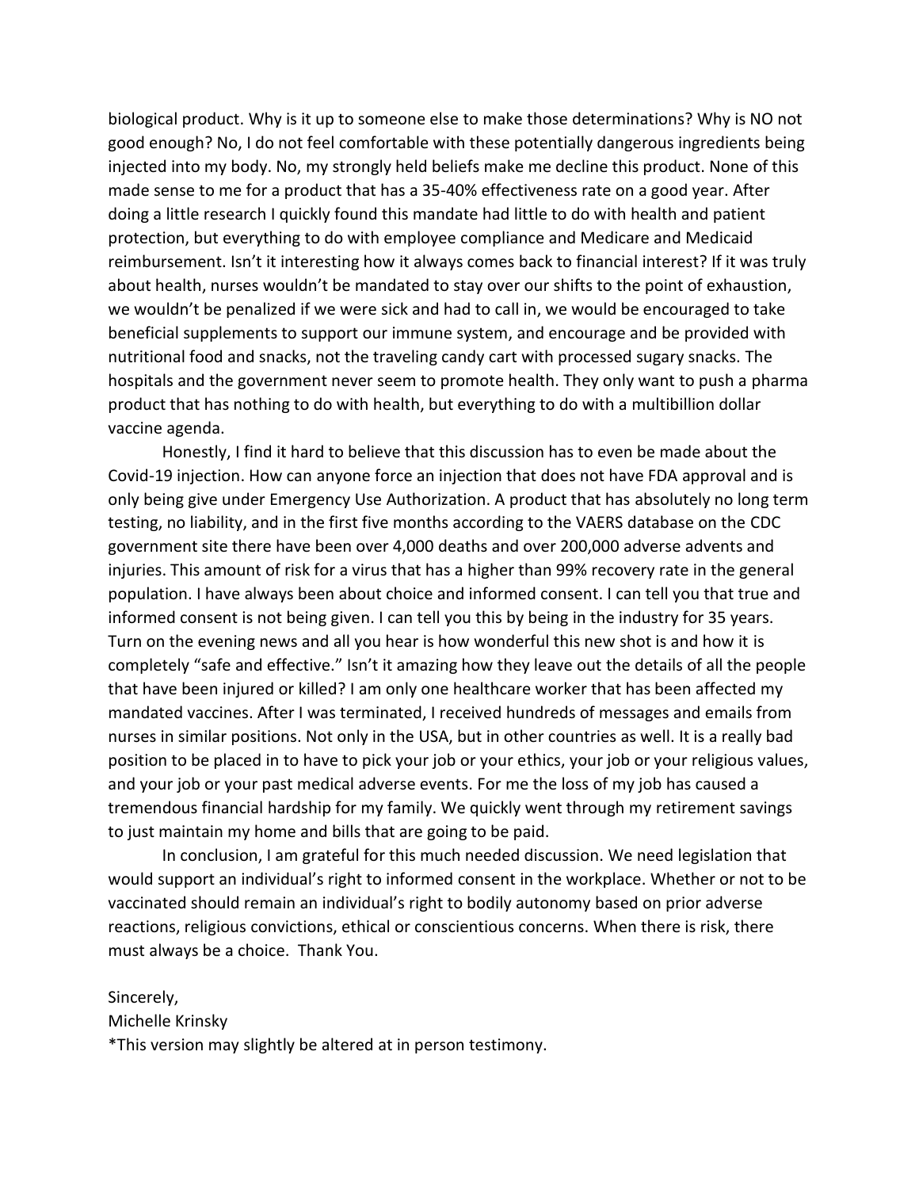biological product. Why is it up to someone else to make those determinations? Why is NO not good enough? No, I do not feel comfortable with these potentially dangerous ingredients being injected into my body. No, my strongly held beliefs make me decline this product. None of this made sense to me for a product that has a 35-40% effectiveness rate on a good year. After doing a little research I quickly found this mandate had little to do with health and patient protection, but everything to do with employee compliance and Medicare and Medicaid reimbursement. Isn't it interesting how it always comes back to financial interest? If it was truly about health, nurses wouldn't be mandated to stay over our shifts to the point of exhaustion, we wouldn't be penalized if we were sick and had to call in, we would be encouraged to take beneficial supplements to support our immune system, and encourage and be provided with nutritional food and snacks, not the traveling candy cart with processed sugary snacks. The hospitals and the government never seem to promote health. They only want to push a pharma product that has nothing to do with health, but everything to do with a multibillion dollar vaccine agenda.

Honestly, I find it hard to believe that this discussion has to even be made about the Covid-19 injection. How can anyone force an injection that does not have FDA approval and is only being give under Emergency Use Authorization. A product that has absolutely no long term testing, no liability, and in the first five months according to the VAERS database on the CDC government site there have been over 4,000 deaths and over 200,000 adverse advents and injuries. This amount of risk for a virus that has a higher than 99% recovery rate in the general population. I have always been about choice and informed consent. I can tell you that true and informed consent is not being given. I can tell you this by being in the industry for 35 years. Turn on the evening news and all you hear is how wonderful this new shot is and how it is completely "safe and effective." Isn't it amazing how they leave out the details of all the people that have been injured or killed? I am only one healthcare worker that has been affected my mandated vaccines. After I was terminated, I received hundreds of messages and emails from nurses in similar positions. Not only in the USA, but in other countries as well. It is a really bad position to be placed in to have to pick your job or your ethics, your job or your religious values, and your job or your past medical adverse events. For me the loss of my job has caused a tremendous financial hardship for my family. We quickly went through my retirement savings to just maintain my home and bills that are going to be paid.

In conclusion, I am grateful for this much needed discussion. We need legislation that would support an individual's right to informed consent in the workplace. Whether or not to be vaccinated should remain an individual's right to bodily autonomy based on prior adverse reactions, religious convictions, ethical or conscientious concerns. When there is risk, there must always be a choice. Thank You.

Sincerely,
Michelle Krinsky
*This version may slightly be altered at in person testimony.